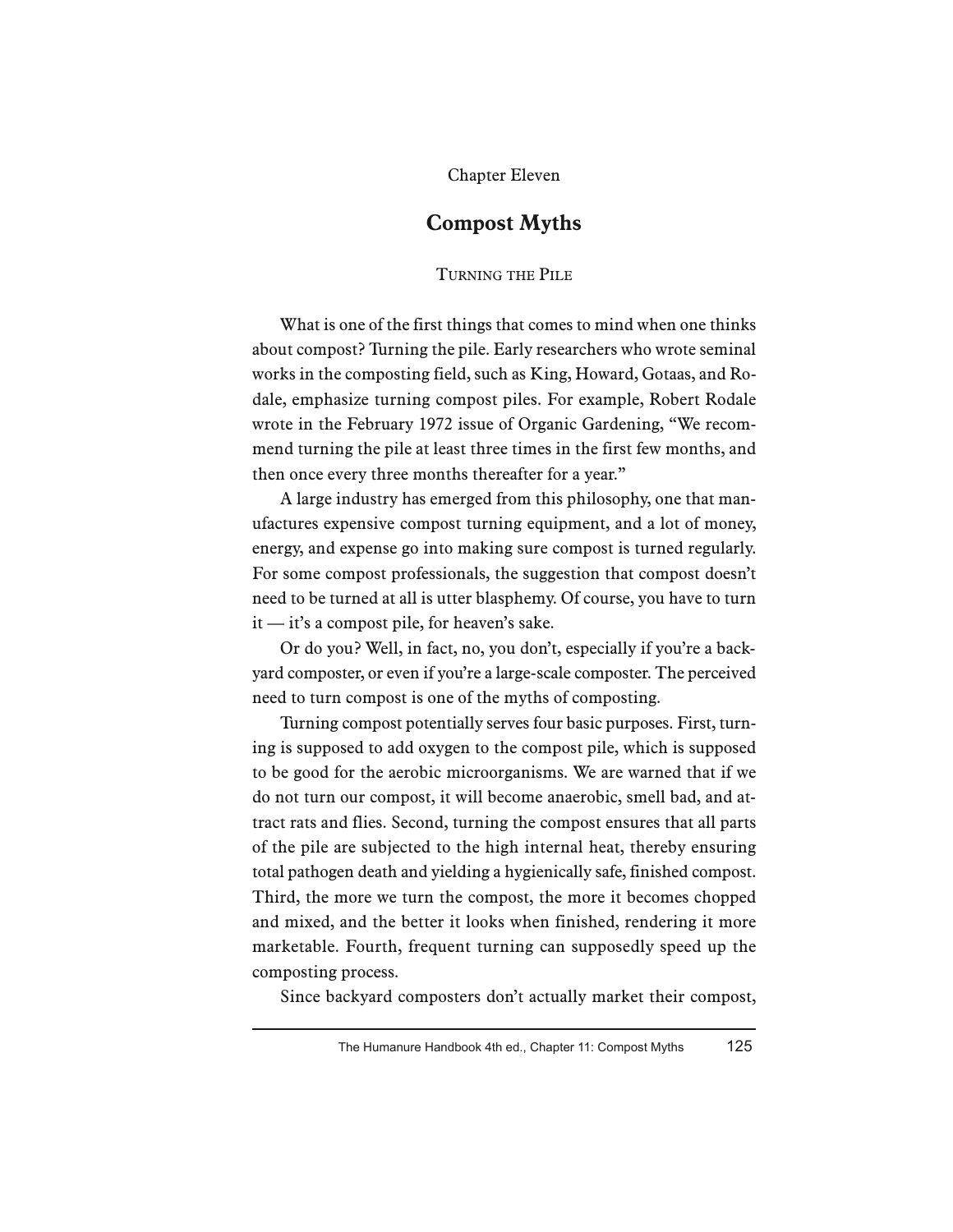Chapter Eleven

# Compost Myths

## Turning the Pile

What is one of the first things that comes to mind when one thinks about compost? Turning the pile. Early researchers who wrote seminal works in the composting field, such as King, Howard, Gotaas, and Rodale, emphasize turning compost piles. For example, Robert Rodale wrote in the February 1972 issue of Organic Gardening, "We recommend turning the pile at least three times in the first few months, and then once every three months thereafter for a year."

A large industry has emerged from this philosophy, one that manufactures expensive compost turning equipment, and a lot of money, energy, and expense go into making sure compost is turned regularly. For some compost professionals, the suggestion that compost doesn't need to be turned at all is utter blasphemy. Of course, you have to turn it — it's a compost pile, for heaven's sake.

Or do you? Well, in fact, no, you don't, especially if you're a backyard composter, or even if you're a large-scale composter. The perceived need to turn compost is one of the myths of composting.

Turning compost potentially serves four basic purposes. First, turning is supposed to add oxygen to the compost pile, which is supposed to be good for the aerobic microorganisms. We are warned that if we do not turn our compost, it will become anaerobic, smell bad, and attract rats and flies. Second, turning the compost ensures that all parts of the pile are subjected to the high internal heat, thereby ensuring total pathogen death and yielding a hygienically safe, finished compost. Third, the more we turn the compost, the more it becomes chopped and mixed, and the better it looks when finished, rendering it more marketable. Fourth, frequent turning can supposedly speed up the composting process.

Since backyard composters don't actually market their compost,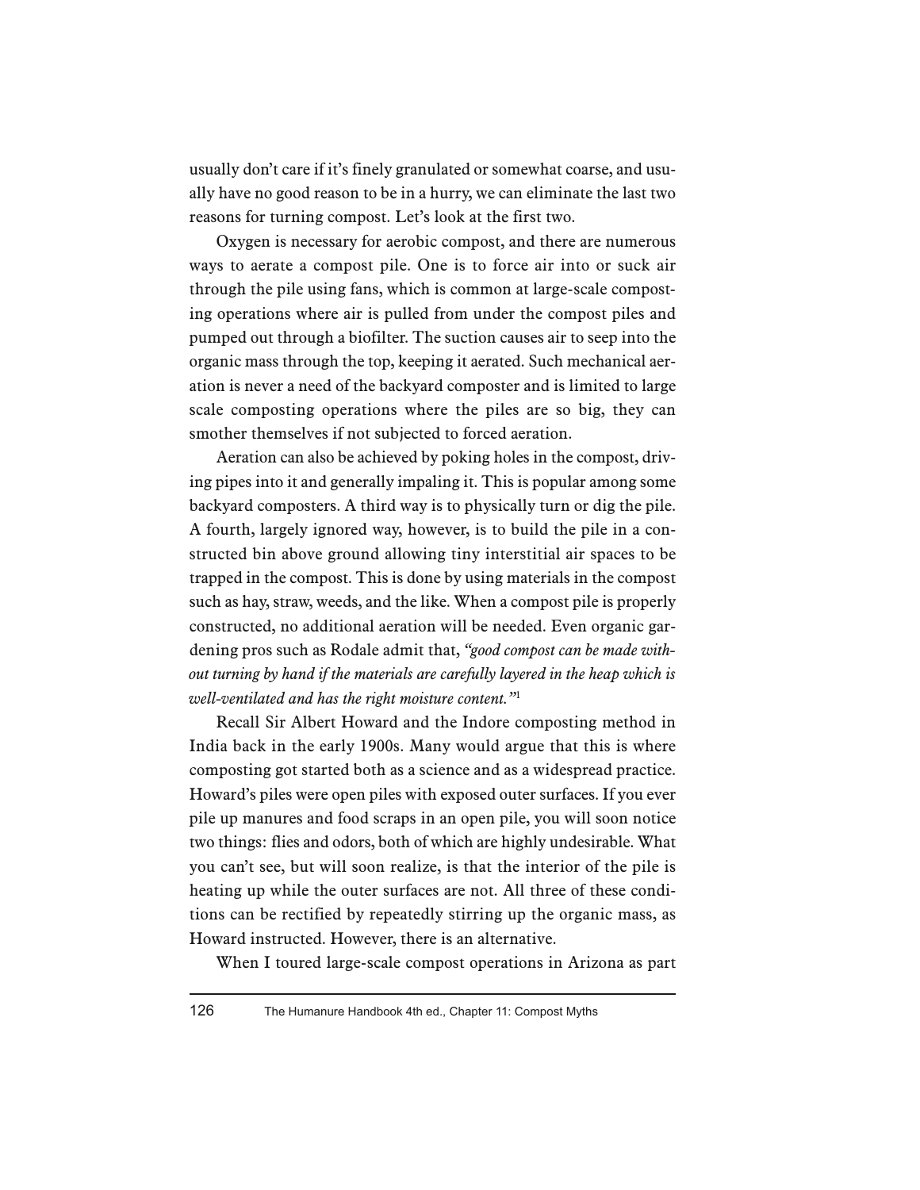usually don't care if it's finely granulated or somewhat coarse, and usually have no good reason to be in a hurry, we can eliminate the last two reasons for turning compost. Let's look at the first two.

Oxygen is necessary for aerobic compost, and there are numerous ways to aerate a compost pile. One is to force air into or suck air through the pile using fans, which is common at large-scale composting operations where air is pulled from under the compost piles and pumped out through a biofilter. The suction causes air to seep into the organic mass through the top, keeping it aerated. Such mechanical aeration is never a need of the backyard composter and is limited to large scale composting operations where the piles are so big, they can smother themselves if not subjected to forced aeration.

Aeration can also be achieved by poking holes in the compost, driving pipes into it and generally impaling it. This is popular among some backyard composters. A third way is to physically turn or dig the pile. A fourth, largely ignored way, however, is to build the pile in a constructed bin above ground allowing tiny interstitial air spaces to be trapped in the compost. This is done by using materials in the compost such as hay, straw, weeds, and the like. When a compost pile is properly constructed, no additional aeration will be needed. Even organic gardening pros such as Rodale admit that, *"good compost can be made without turning by hand if the materials are carefully layered in the heap which is well-ventilated and has the right moisture content."*[1]

Recall Sir Albert Howard and the Indore composting method in India back in the early 1900s. Many would argue that this is where composting got started both as a science and as a widespread practice. Howard's piles were open piles with exposed outer surfaces. If you ever pile up manures and food scraps in an open pile, you will soon notice two things: flies and odors, both of which are highly undesirable. What you can't see, but will soon realize, is that the interior of the pile is heating up while the outer surfaces are not. All three of these conditions can be rectified by repeatedly stirring up the organic mass, as Howard instructed. However, there is an alternative.

When I toured large-scale compost operations in Arizona as part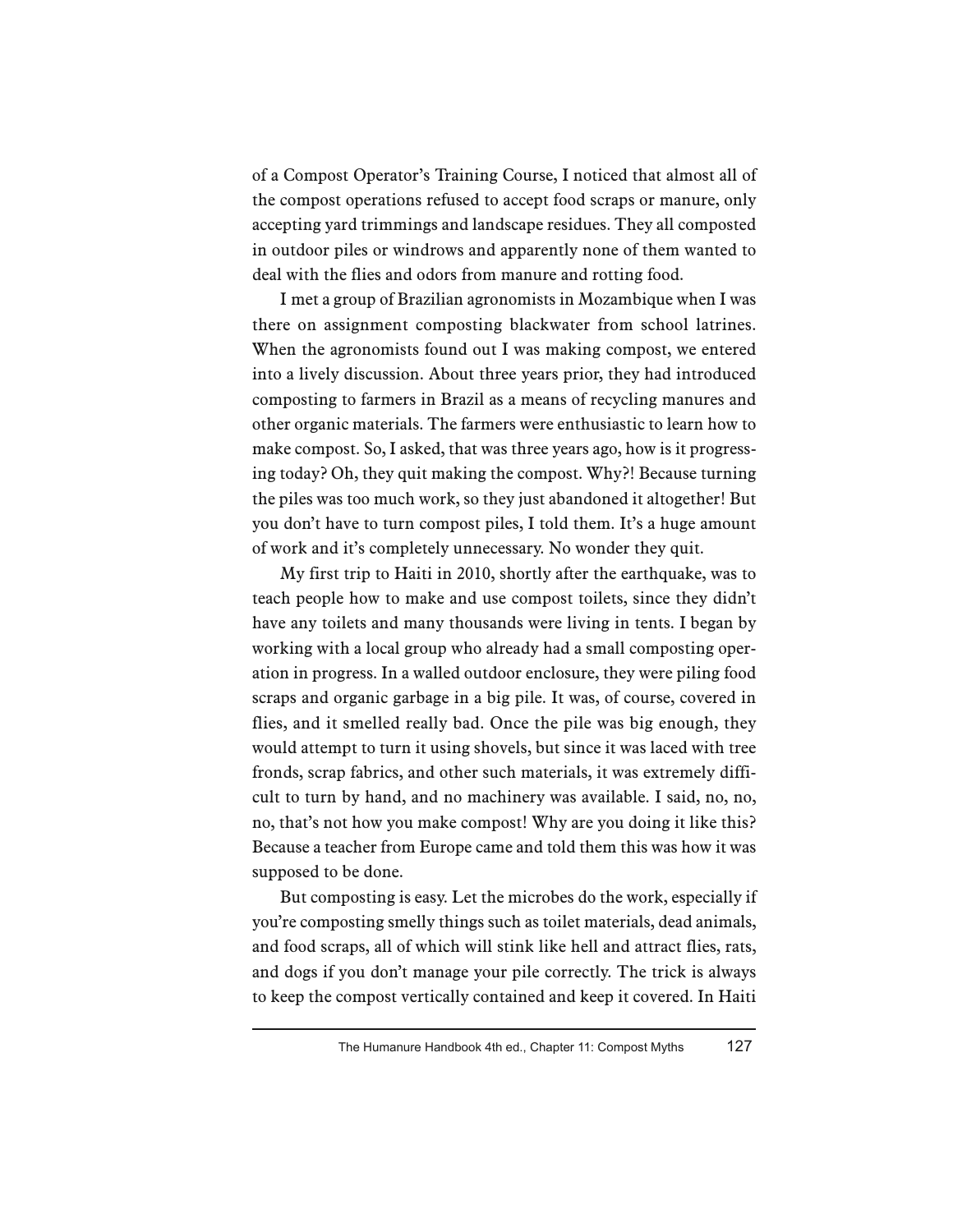of a Compost Operator's Training Course, I noticed that almost all of the compost operations refused to accept food scraps or manure, only accepting yard trimmings and landscape residues. They all composted in outdoor piles or windrows and apparently none of them wanted to deal with the flies and odors from manure and rotting food.

I met a group of Brazilian agronomists in Mozambique when I was there on assignment composting blackwater from school latrines. When the agronomists found out I was making compost, we entered into a lively discussion. About three years prior, they had introduced composting to farmers in Brazil as a means of recycling manures and other organic materials. The farmers were enthusiastic to learn how to make compost. So, I asked, that was three years ago, how is it progressing today? Oh, they quit making the compost. Why?! Because turning the piles was too much work, so they just abandoned it altogether! But you don't have to turn compost piles, I told them. It's a huge amount of work and it's completely unnecessary. No wonder they quit.

My first trip to Haiti in 2010, shortly after the earthquake, was to teach people how to make and use compost toilets, since they didn't have any toilets and many thousands were living in tents. I began by working with a local group who already had a small composting operation in progress. In a walled outdoor enclosure, they were piling food scraps and organic garbage in a big pile. It was, of course, covered in flies, and it smelled really bad. Once the pile was big enough, they would attempt to turn it using shovels, but since it was laced with tree fronds, scrap fabrics, and other such materials, it was extremely difficult to turn by hand, and no machinery was available. I said, no, no, no, that's not how you make compost! Why are you doing it like this? Because a teacher from Europe came and told them this was how it was supposed to be done.

But composting is easy. Let the microbes do the work, especially if you're composting smelly things such as toilet materials, dead animals, and food scraps, all of which will stink like hell and attract flies, rats, and dogs if you don't manage your pile correctly. The trick is always to keep the compost vertically contained and keep it covered. In Haiti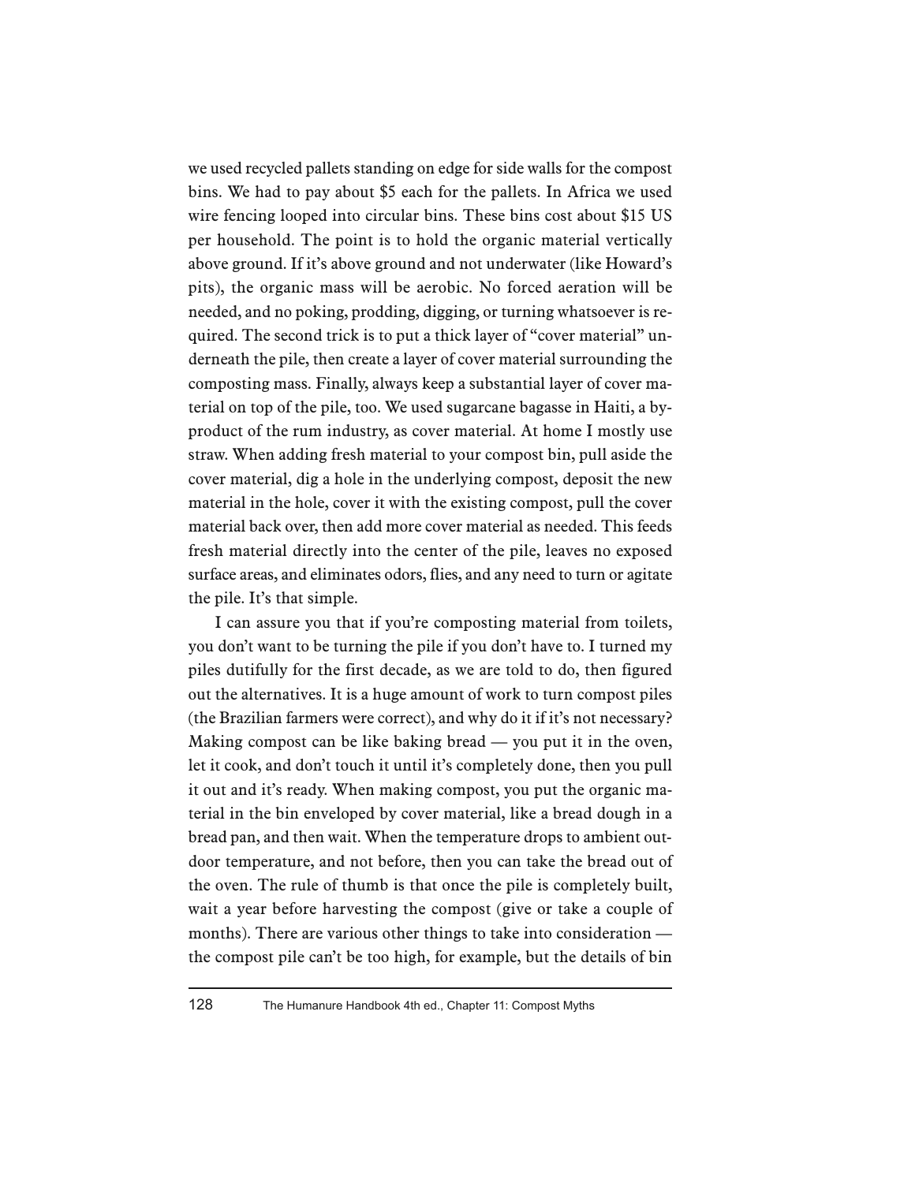we used recycled pallets standing on edge for side walls for the compost bins. We had to pay about $5 each for the pallets. In Africa we used wire fencing looped into circular bins. These bins cost about $15 US per household. The point is to hold the organic material vertically above ground. If it's above ground and not underwater (like Howard's pits), the organic mass will be aerobic. No forced aeration will be needed, and no poking, prodding, digging, or turning whatsoever is required. The second trick is to put a thick layer of "cover material" underneath the pile, then create a layer of cover material surrounding the composting mass. Finally, always keep a substantial layer of cover material on top of the pile, too. We used sugarcane bagasse in Haiti, a byproduct of the rum industry, as cover material. At home I mostly use straw. When adding fresh material to your compost bin, pull aside the cover material, dig a hole in the underlying compost, deposit the new material in the hole, cover it with the existing compost, pull the cover material back over, then add more cover material as needed. This feeds fresh material directly into the center of the pile, leaves no exposed surface areas, and eliminates odors, flies, and any need to turn or agitate the pile. It's that simple.

I can assure you that if you're composting material from toilets, you don't want to be turning the pile if you don't have to. I turned my piles dutifully for the first decade, as we are told to do, then figured out the alternatives. It is a huge amount of work to turn compost piles (the Brazilian farmers were correct), and why do it if it's not necessary? Making compost can be like baking bread — you put it in the oven, let it cook, and don't touch it until it's completely done, then you pull it out and it's ready. When making compost, you put the organic material in the bin enveloped by cover material, like a bread dough in a bread pan, and then wait. When the temperature drops to ambient outdoor temperature, and not before, then you can take the bread out of the oven. The rule of thumb is that once the pile is completely built, wait a year before harvesting the compost (give or take a couple of months). There are various other things to take into consideration — the compost pile can't be too high, for example, but the details of bin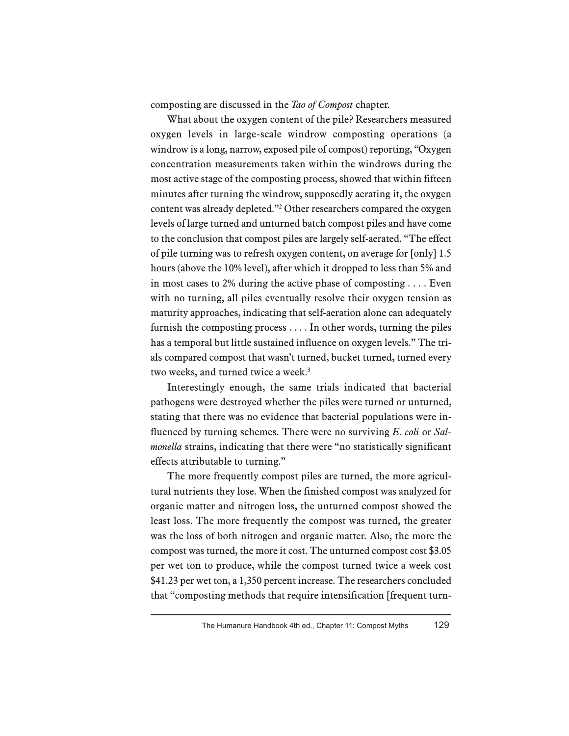composting are discussed in the *Tao of Compost* chapter.

What about the oxygen content of the pile? Researchers measured oxygen levels in large-scale windrow composting operations (a windrow is a long, narrow, exposed pile of compost) reporting, "Oxygen concentration measurements taken within the windrows during the most active stage of the composting process, showed that within fifteen minutes after turning the windrow, supposedly aerating it, the oxygen content was already depleted."[2] Other researchers compared the oxygen levels of large turned and unturned batch compost piles and have come to the conclusion that compost piles are largely self-aerated. "The effect of pile turning was to refresh oxygen content, on average for [only] 1.5 hours (above the 10% level), after which it dropped to less than 5% and in most cases to 2% during the active phase of composting . . . . Even with no turning, all piles eventually resolve their oxygen tension as maturity approaches, indicating that self-aeration alone can adequately furnish the composting process . . . . In other words, turning the piles has a temporal but little sustained influence on oxygen levels." The trials compared compost that wasn't turned, bucket turned, turned every two weeks, and turned twice a week.[3]

Interestingly enough, the same trials indicated that bacterial pathogens were destroyed whether the piles were turned or unturned, stating that there was no evidence that bacterial populations were influenced by turning schemes. There were no surviving *E. coli* or *Salmonella* strains, indicating that there were "no statistically significant effects attributable to turning."

The more frequently compost piles are turned, the more agricultural nutrients they lose. When the finished compost was analyzed for organic matter and nitrogen loss, the unturned compost showed the least loss. The more frequently the compost was turned, the greater was the loss of both nitrogen and organic matter. Also, the more the compost was turned, the more it cost. The unturned compost cost $3.05 per wet ton to produce, while the compost turned twice a week cost $41.23 per wet ton, a 1,350 percent increase. The researchers concluded that "composting methods that require intensification [frequent turn-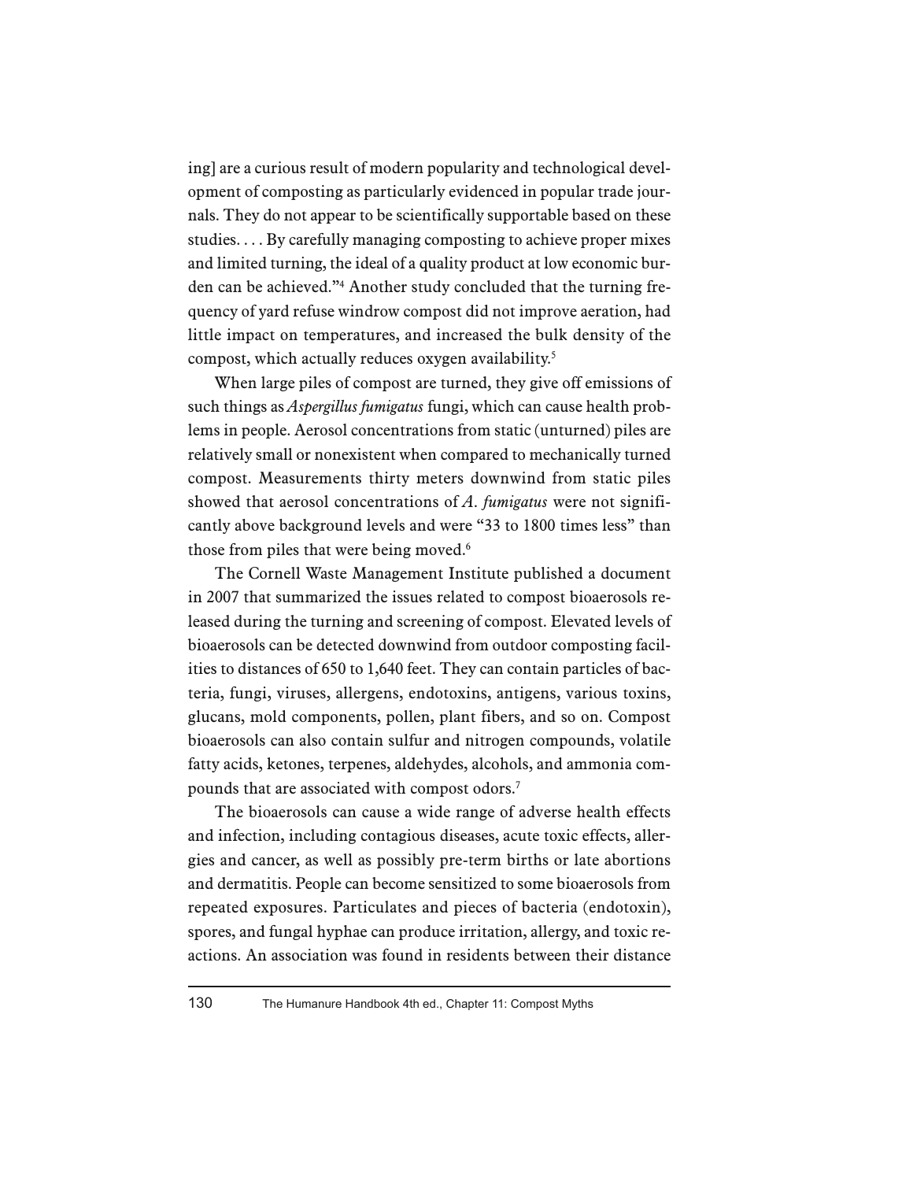ing] are a curious result of modern popularity and technological development of composting as particularly evidenced in popular trade journals. They do not appear to be scientifically supportable based on these studies. . . . By carefully managing composting to achieve proper mixes and limited turning, the ideal of a quality product at low economic burden can be achieved."[4] Another study concluded that the turning frequency of yard refuse windrow compost did not improve aeration, had little impact on temperatures, and increased the bulk density of the compost, which actually reduces oxygen availability.[5]

When large piles of compost are turned, they give off emissions of such things as *Aspergillus fumigatus* fungi, which can cause health problems in people. Aerosol concentrations from static (unturned) piles are relatively small or nonexistent when compared to mechanically turned compost. Measurements thirty meters downwind from static piles showed that aerosol concentrations of *A. fumigatus* were not significantly above background levels and were "33 to 1800 times less" than those from piles that were being moved.[6]

The Cornell Waste Management Institute published a document in 2007 that summarized the issues related to compost bioaerosols released during the turning and screening of compost. Elevated levels of bioaerosols can be detected downwind from outdoor composting facilities to distances of 650 to 1,640 feet. They can contain particles of bacteria, fungi, viruses, allergens, endotoxins, antigens, various toxins, glucans, mold components, pollen, plant fibers, and so on. Compost bioaerosols can also contain sulfur and nitrogen compounds, volatile fatty acids, ketones, terpenes, aldehydes, alcohols, and ammonia compounds that are associated with compost odors.[7]

The bioaerosols can cause a wide range of adverse health effects and infection, including contagious diseases, acute toxic effects, allergies and cancer, as well as possibly pre-term births or late abortions and dermatitis. People can become sensitized to some bioaerosols from repeated exposures. Particulates and pieces of bacteria (endotoxin), spores, and fungal hyphae can produce irritation, allergy, and toxic reactions. An association was found in residents between their distance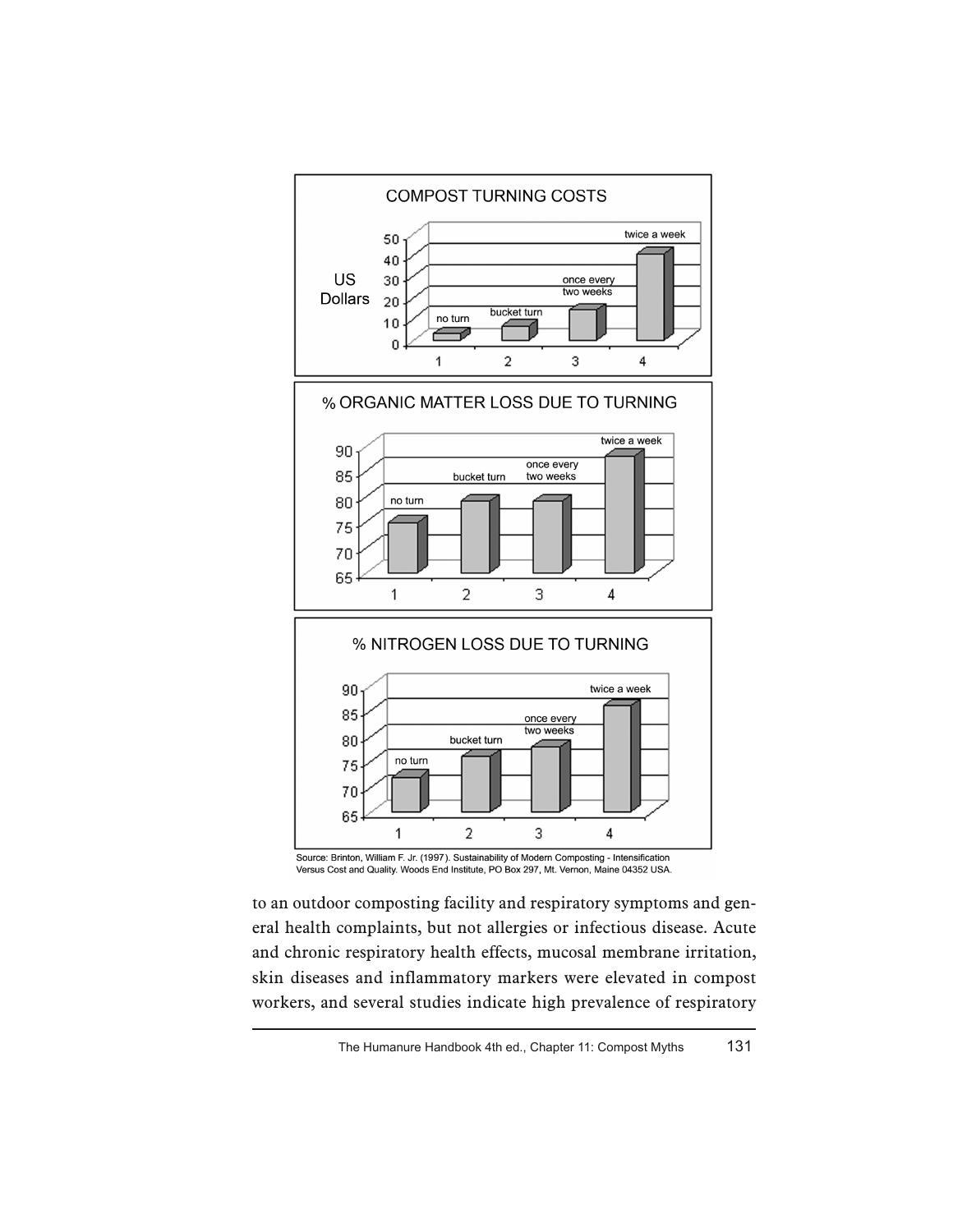COMPOST TURNING COSTS

% ORGANIC MATTER LOSS DUE TO TURNING

% NITROGEN LOSS DUE TO TURNING

Source: Brinton, William F. Jr. (1997). Sustainability of Modern Composting - Intensification Versus Cost and Quality. Woods End Institute, PO Box 297, Mt. Vernon, Maine 04352 USA.

to an outdoor composting facility and respiratory symptoms and general health complaints, but not allergies or infectious disease. Acute and chronic respiratory health effects, mucosal membrane irritation, skin diseases and inflammatory markers were elevated in compost workers, and several studies indicate high prevalence of respiratory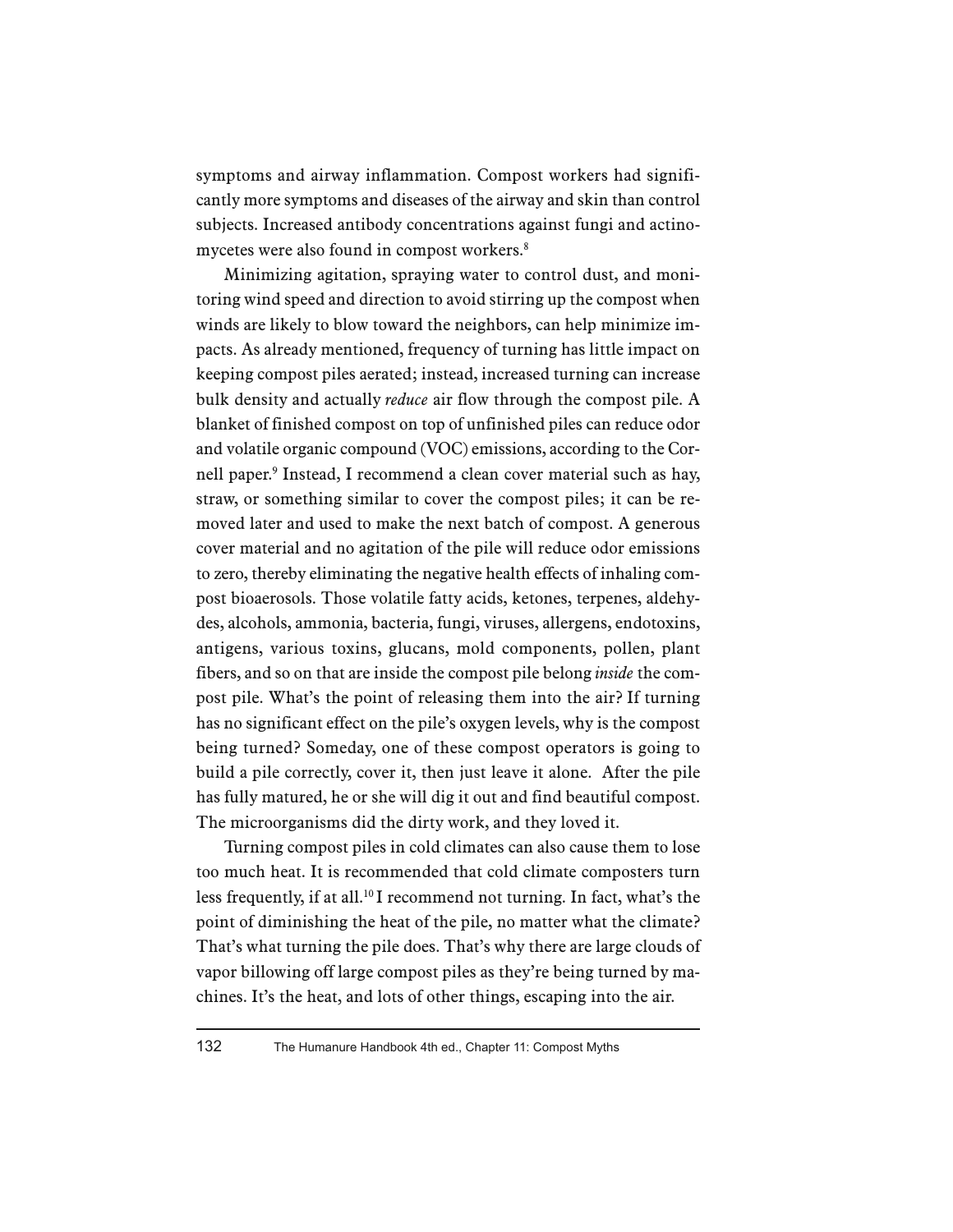symptoms and airway inflammation. Compost workers had significantly more symptoms and diseases of the airway and skin than control subjects. Increased antibody concentrations against fungi and actinomycetes were also found in compost workers.[8]

Minimizing agitation, spraying water to control dust, and monitoring wind speed and direction to avoid stirring up the compost when winds are likely to blow toward the neighbors, can help minimize impacts. As already mentioned, frequency of turning has little impact on keeping compost piles aerated; instead, increased turning can increase bulk density and actually *reduce* air flow through the compost pile. A blanket of finished compost on top of unfinished piles can reduce odor and volatile organic compound (VOC) emissions, according to the Cornell paper.[9] Instead, I recommend a clean cover material such as hay, straw, or something similar to cover the compost piles; it can be removed later and used to make the next batch of compost. A generous cover material and no agitation of the pile will reduce odor emissions to zero, thereby eliminating the negative health effects of inhaling compost bioaerosols. Those volatile fatty acids, ketones, terpenes, aldehydes, alcohols, ammonia, bacteria, fungi, viruses, allergens, endotoxins, antigens, various toxins, glucans, mold components, pollen, plant fibers, and so on that are inside the compost pile belong *inside* the compost pile. What's the point of releasing them into the air? If turning has no significant effect on the pile's oxygen levels, why is the compost being turned? Someday, one of these compost operators is going to build a pile correctly, cover it, then just leave it alone. After the pile has fully matured, he or she will dig it out and find beautiful compost. The microorganisms did the dirty work, and they loved it.

Turning compost piles in cold climates can also cause them to lose too much heat. It is recommended that cold climate composters turn less frequently, if at all.[10] I recommend not turning. In fact, what's the point of diminishing the heat of the pile, no matter what the climate? That's what turning the pile does. That's why there are large clouds of vapor billowing off large compost piles as they're being turned by machines. It's the heat, and lots of other things, escaping into the air.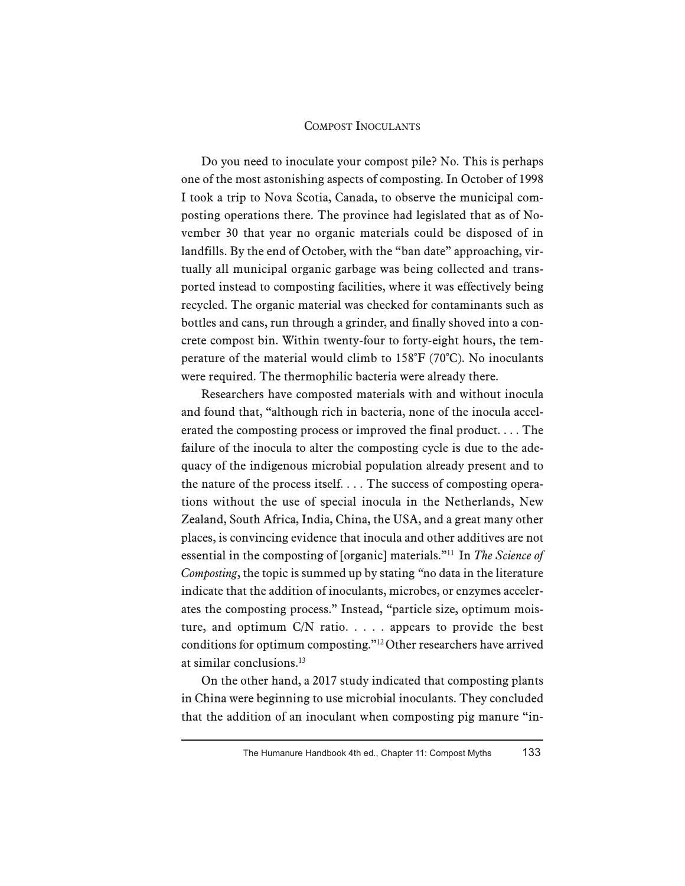## Compost Inoculants

Do you need to inoculate your compost pile? No. This is perhaps one of the most astonishing aspects of composting. In October of 1998 I took a trip to Nova Scotia, Canada, to observe the municipal composting operations there. The province had legislated that as of November 30 that year no organic materials could be disposed of in landfills. By the end of October, with the "ban date" approaching, virtually all municipal organic garbage was being collected and transported instead to composting facilities, where it was effectively being recycled. The organic material was checked for contaminants such as bottles and cans, run through a grinder, and finally shoved into a concrete compost bin. Within twenty-four to forty-eight hours, the temperature of the material would climb to 158°F (70°C). No inoculants were required. The thermophilic bacteria were already there.

Researchers have composted materials with and without inocula and found that, "although rich in bacteria, none of the inocula accelerated the composting process or improved the final product. . . . The failure of the inocula to alter the composting cycle is due to the adequacy of the indigenous microbial population already present and to the nature of the process itself. . . . The success of composting operations without the use of special inocula in the Netherlands, New Zealand, South Africa, India, China, the USA, and a great many other places, is convincing evidence that inocula and other additives are not essential in the composting of [organic] materials."[11] In *The Science of Composting*, the topic is summed up by stating "no data in the literature indicate that the addition of inoculants, microbes, or enzymes accelerates the composting process." Instead, "particle size, optimum moisture, and optimum C/N ratio. . . . . appears to provide the best conditions for optimum composting."[12] Other researchers have arrived at similar conclusions.[13]

On the other hand, a 2017 study indicated that composting plants in China were beginning to use microbial inoculants. They concluded that the addition of an inoculant when composting pig manure "in-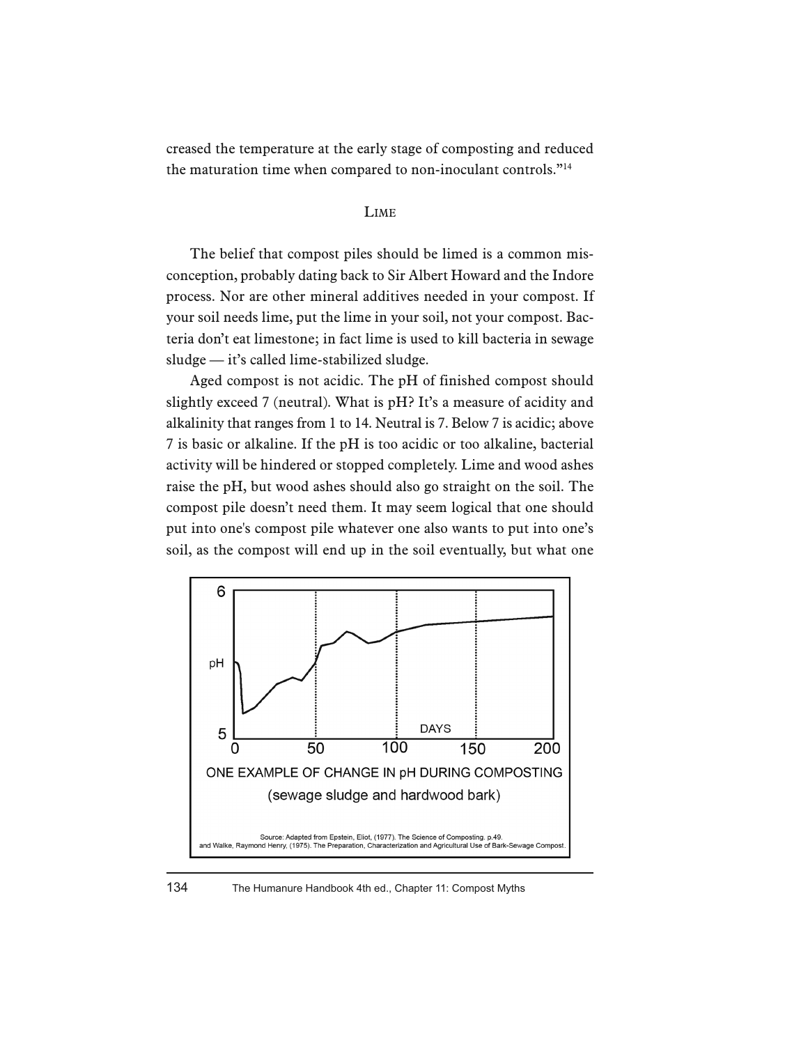creased the temperature at the early stage of composting and reduced the maturation time when compared to non-inoculant controls."[14]

## Lime

The belief that compost piles should be limed is a common misconception, probably dating back to Sir Albert Howard and the Indore process. Nor are other mineral additives needed in your compost. If your soil needs lime, put the lime in your soil, not your compost. Bacteria don't eat limestone; in fact lime is used to kill bacteria in sewage sludge — it's called lime-stabilized sludge.

Aged compost is not acidic. The pH of finished compost should slightly exceed 7 (neutral). What is pH? It's a measure of acidity and alkalinity that ranges from 1 to 14. Neutral is 7. Below 7 is acidic; above 7 is basic or alkaline. If the pH is too acidic or too alkaline, bacterial activity will be hindered or stopped completely. Lime and wood ashes raise the pH, but wood ashes should also go straight on the soil. The compost pile doesn't need them. It may seem logical that one should put into one's compost pile whatever one also wants to put into one's soil, as the compost will end up in the soil eventually, but what one

ONE EXAMPLE OF CHANGE IN pH DURING COMPOSTING (sewage sludge and hardwood bark)

Source: Adapted from Epstein, Eliot, (1977). The Science of Composting. p.49. and Walke, Raymond Henry, (1975). The Preparation, Characterization and Agricultural Use of Bark-Sewage Compost.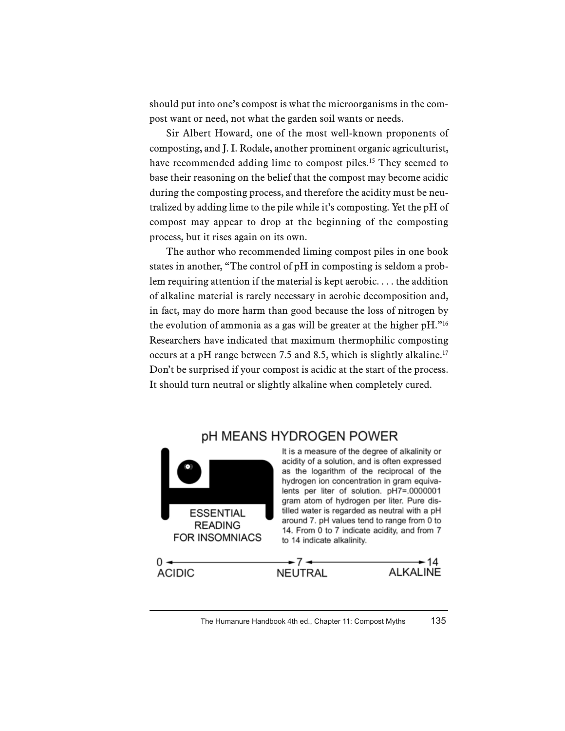should put into one's compost is what the microorganisms in the compost want or need, not what the garden soil wants or needs.

Sir Albert Howard, one of the most well-known proponents of composting, and J. I. Rodale, another prominent organic agriculturist, have recommended adding lime to compost piles.[15] They seemed to base their reasoning on the belief that the compost may become acidic during the composting process, and therefore the acidity must be neutralized by adding lime to the pile while it's composting. Yet the pH of compost may appear to drop at the beginning of the composting process, but it rises again on its own.

The author who recommended liming compost piles in one book states in another, "The control of pH in composting is seldom a problem requiring attention if the material is kept aerobic. . . . the addition of alkaline material is rarely necessary in aerobic decomposition and, in fact, may do more harm than good because the loss of nitrogen by the evolution of ammonia as a gas will be greater at the higher pH."[16] Researchers have indicated that maximum thermophilic composting occurs at a pH range between 7.5 and 8.5, which is slightly alkaline.[17] Don't be surprised if your compost is acidic at the start of the process. It should turn neutral or slightly alkaline when completely cured.

## pH MEANS HYDROGEN POWER

ESSENTIAL READING FOR INSOMNIACS

It is a measure of the degree of alkalinity or acidity of a solution, and is often expressed as the logarithm of the reciprocal of the hydrogen ion concentration in gram equivalents per liter of solution. pH7=.0000001 gram atom of hydrogen per liter. Pure distilled water is regarded as neutral with a pH around 7. pH values tend to range from 0 to 14. From 0 to 7 indicate acidity, and from 7 to 14 indicate alkalinity.

0 ← → 7 ← → 14
ACIDIC — NEUTRAL — ALKALINE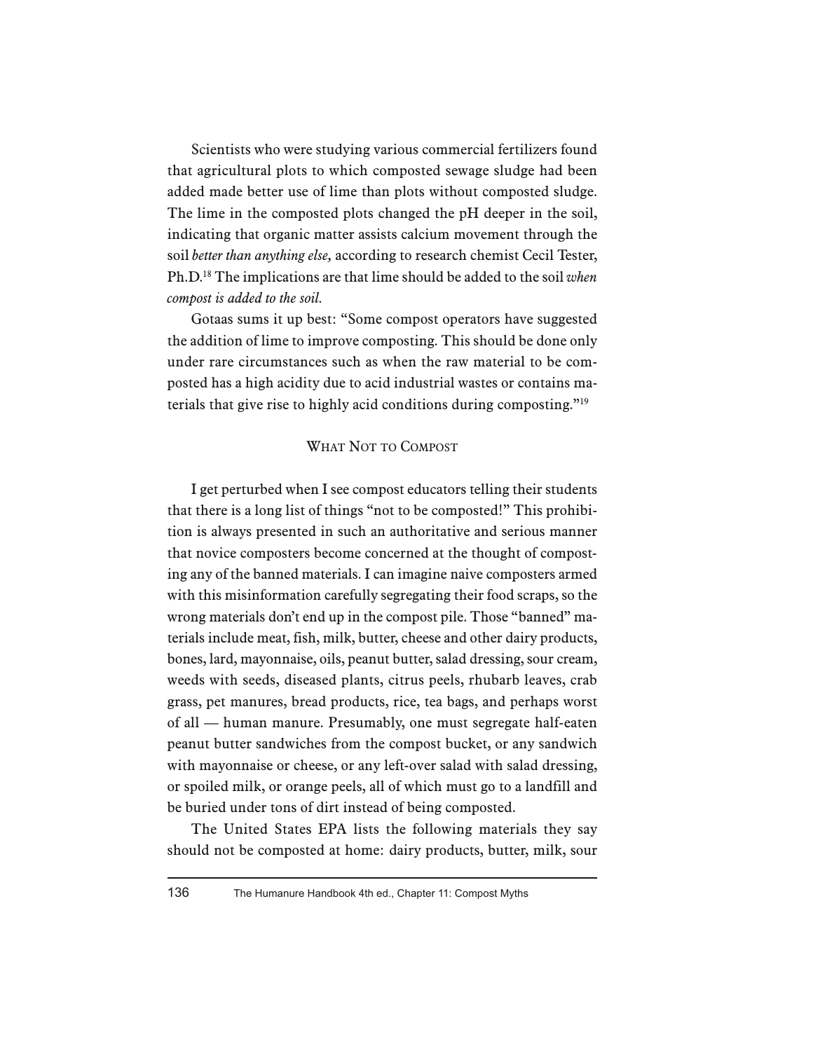Scientists who were studying various commercial fertilizers found that agricultural plots to which composted sewage sludge had been added made better use of lime than plots without composted sludge. The lime in the composted plots changed the pH deeper in the soil, indicating that organic matter assists calcium movement through the soil *better than anything else,* according to research chemist Cecil Tester, Ph.D.[18] The implications are that lime should be added to the soil *when compost is added to the soil.*

Gotaas sums it up best: "Some compost operators have suggested the addition of lime to improve composting. This should be done only under rare circumstances such as when the raw material to be composted has a high acidity due to acid industrial wastes or contains materials that give rise to highly acid conditions during composting."[19]

## What Not to Compost

I get perturbed when I see compost educators telling their students that there is a long list of things "not to be composted!" This prohibition is always presented in such an authoritative and serious manner that novice composters become concerned at the thought of composting any of the banned materials. I can imagine naive composters armed with this misinformation carefully segregating their food scraps, so the wrong materials don't end up in the compost pile. Those "banned" materials include meat, fish, milk, butter, cheese and other dairy products, bones, lard, mayonnaise, oils, peanut butter, salad dressing, sour cream, weeds with seeds, diseased plants, citrus peels, rhubarb leaves, crab grass, pet manures, bread products, rice, tea bags, and perhaps worst of all — human manure. Presumably, one must segregate half-eaten peanut butter sandwiches from the compost bucket, or any sandwich with mayonnaise or cheese, or any left-over salad with salad dressing, or spoiled milk, or orange peels, all of which must go to a landfill and be buried under tons of dirt instead of being composted.

The United States EPA lists the following materials they say should not be composted at home: dairy products, butter, milk, sour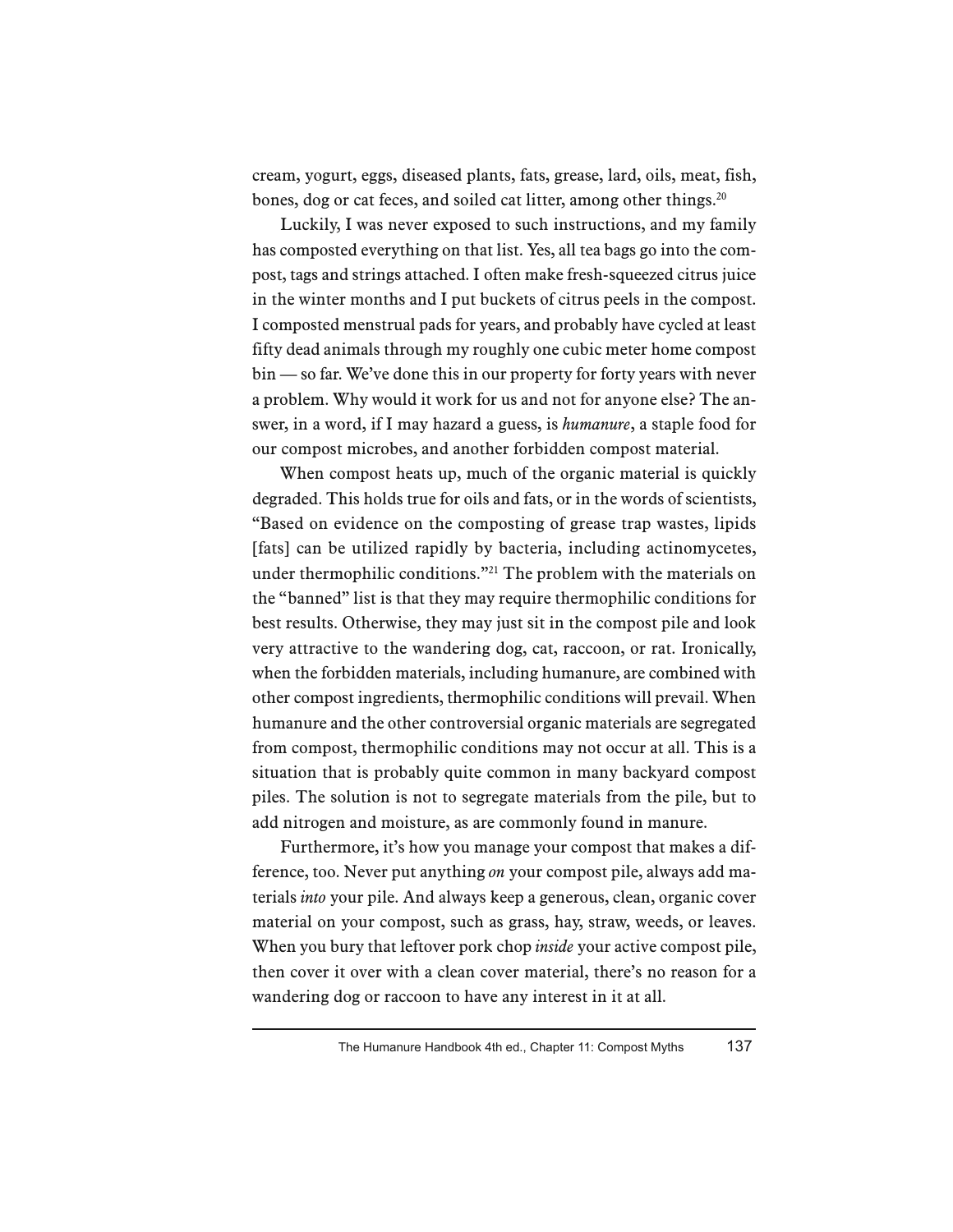cream, yogurt, eggs, diseased plants, fats, grease, lard, oils, meat, fish, bones, dog or cat feces, and soiled cat litter, among other things.[20]

Luckily, I was never exposed to such instructions, and my family has composted everything on that list. Yes, all tea bags go into the compost, tags and strings attached. I often make fresh-squeezed citrus juice in the winter months and I put buckets of citrus peels in the compost. I composted menstrual pads for years, and probably have cycled at least fifty dead animals through my roughly one cubic meter home compost bin — so far. We've done this in our property for forty years with never a problem. Why would it work for us and not for anyone else? The answer, in a word, if I may hazard a guess, is *humanure*, a staple food for our compost microbes, and another forbidden compost material.

When compost heats up, much of the organic material is quickly degraded. This holds true for oils and fats, or in the words of scientists, "Based on evidence on the composting of grease trap wastes, lipids [fats] can be utilized rapidly by bacteria, including actinomycetes, under thermophilic conditions."[21] The problem with the materials on the "banned" list is that they may require thermophilic conditions for best results. Otherwise, they may just sit in the compost pile and look very attractive to the wandering dog, cat, raccoon, or rat. Ironically, when the forbidden materials, including humanure, are combined with other compost ingredients, thermophilic conditions will prevail. When humanure and the other controversial organic materials are segregated from compost, thermophilic conditions may not occur at all. This is a situation that is probably quite common in many backyard compost piles. The solution is not to segregate materials from the pile, but to add nitrogen and moisture, as are commonly found in manure.

Furthermore, it's how you manage your compost that makes a difference, too. Never put anything *on* your compost pile, always add materials *into* your pile. And always keep a generous, clean, organic cover material on your compost, such as grass, hay, straw, weeds, or leaves. When you bury that leftover pork chop *inside* your active compost pile, then cover it over with a clean cover material, there's no reason for a wandering dog or raccoon to have any interest in it at all.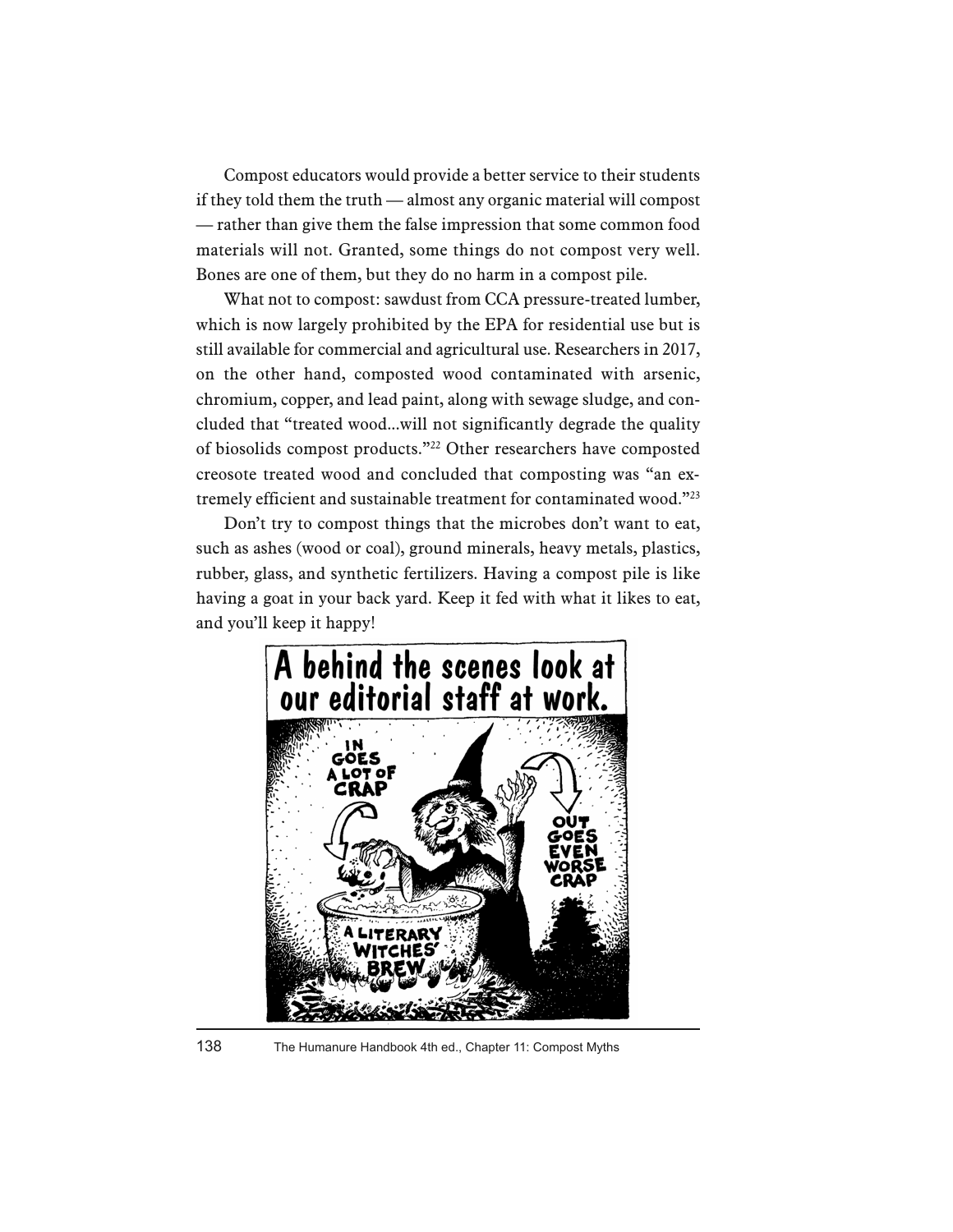Compost educators would provide a better service to their students if they told them the truth — almost any organic material will compost — rather than give them the false impression that some common food materials will not. Granted, some things do not compost very well. Bones are one of them, but they do no harm in a compost pile.

What not to compost: sawdust from CCA pressure-treated lumber, which is now largely prohibited by the EPA for residential use but is still available for commercial and agricultural use. Researchers in 2017, on the other hand, composted wood contaminated with arsenic, chromium, copper, and lead paint, along with sewage sludge, and concluded that "treated wood...will not significantly degrade the quality of biosolids compost products."[22] Other researchers have composted creosote treated wood and concluded that composting was "an extremely efficient and sustainable treatment for contaminated wood."[23]

Don't try to compost things that the microbes don't want to eat, such as ashes (wood or coal), ground minerals, heavy metals, plastics, rubber, glass, and synthetic fertilizers. Having a compost pile is like having a goat in your back yard. Keep it fed with what it likes to eat, and you'll keep it happy!

A behind the scenes look at our editorial staff at work.

IN GOES A LOT OF CRAP

OUT GOES EVEN WORSE CRAP

A LITERARY WITCHES' BREW